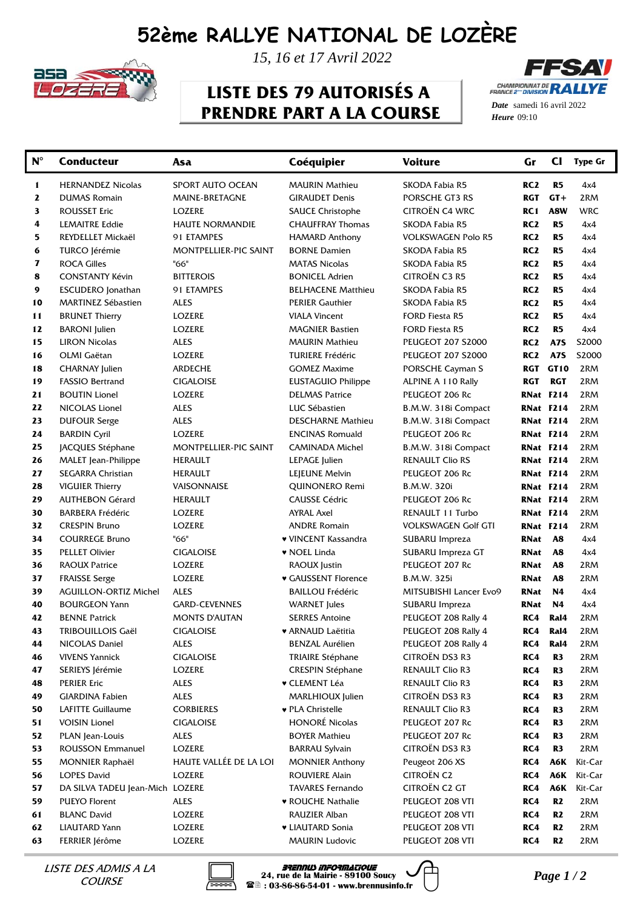# 52ème RALLYE NATIONAL DE LOZÈRE

*15, 16 et 17 Avril 2022*

## LISTE DES 79 AUTORISÉS A PRENDRE PART A LA COURSE

CHAMPIONNAT DE FRANCE 2e DIVISION RALLYE

**Date** samedi 16 avril 2022
**Heure** 09:10

| N° | Conducteur | Asa | Coéquipier | Voiture | Gr | Cl | Type Gr |
|---|---|---|---|---|---|---|---|
| 1 | HERNANDEZ Nicolas | SPORT AUTO OCEAN | MAURIN Mathieu | SKODA Fabia R5 | RC2 | R5 | 4x4 |
| 2 | DUMAS Romain | MAINE-BRETAGNE | GIRAUDET Denis | PORSCHE GT3 RS | RGT | GT+ | 2RM |
| 3 | ROUSSET Eric | LOZERE | SAUCE Christophe | CITROËN C4 WRC | RC1 | A8W | WRC |
| 4 | LEMAITRE Eddie | HAUTE NORMANDIE | CHAUFFRAY Thomas | SKODA Fabia R5 | RC2 | R5 | 4x4 |
| 5 | REYDELLET Mickaël | 91 ETAMPES | HAMARD Anthony | VOLKSWAGEN Polo R5 | RC2 | R5 | 4x4 |
| 6 | TURCO Jérémie | MONTPELLIER-PIC SAINT | BORNE Damien | SKODA Fabia R5 | RC2 | R5 | 4x4 |
| 7 | ROCA Gilles | "66" | MATAS Nicolas | SKODA Fabia R5 | RC2 | R5 | 4x4 |
| 8 | CONSTANTY Kévin | BITTEROIS | BONICEL Adrien | CITROËN C3 R5 | RC2 | R5 | 4x4 |
| 9 | ESCUDERO Jonathan | 91 ETAMPES | BELHACENE Matthieu | SKODA Fabia R5 | RC2 | R5 | 4x4 |
| 10 | MARTINEZ Sébastien | ALES | PERIER Gauthier | SKODA Fabia R5 | RC2 | R5 | 4x4 |
| 11 | BRUNET Thierry | LOZERE | VIALA Vincent | FORD Fiesta R5 | RC2 | R5 | 4x4 |
| 12 | BARONI Julien | LOZERE | MAGNIER Bastien | FORD Fiesta R5 | RC2 | R5 | 4x4 |
| 15 | LIRON Nicolas | ALES | MAURIN Mathieu | PEUGEOT 207 S2000 | RC2 | A7S | S2000 |
| 16 | OLMI Gaëtan | LOZERE | TURIERE Frédéric | PEUGEOT 207 S2000 | RC2 | A7S | S2000 |
| 18 | CHARNAY Julien | ARDECHE | GOMEZ Maxime | PORSCHE Cayman S | RGT | GT10 | 2RM |
| 19 | FASSIO Bertrand | CIGALOISE | EUSTAGUIO Philippe | ALPINE A 110 Rally | RGT | RGT | 2RM |
| 21 | BOUTIN Lionel | LOZERE | DELMAS Patrice | PEUGEOT 206 Rc | RNat | F214 | 2RM |
| 22 | NICOLAS Lionel | ALES | LUC Sébastien | B.M.W. 318i Compact | RNat | F214 | 2RM |
| 23 | DUFOUR Serge | ALES | DESCHARNE Mathieu | B.M.W. 318i Compact | RNat | F214 | 2RM |
| 24 | BARDIN Cyril | LOZERE | ENCINAS Romuald | PEUGEOT 206 Rc | RNat | F214 | 2RM |
| 25 | JACQUES Stéphane | MONTPELLIER-PIC SAINT | CAMINADA Michel | B.M.W. 318i Compact | RNat | F214 | 2RM |
| 26 | MALET Jean-Philippe | HERAULT | LEPAGE Julien | RENAULT Clio RS | RNat | F214 | 2RM |
| 27 | SEGARRA Christian | HERAULT | LEJEUNE Melvin | PEUGEOT 206 Rc | RNat | F214 | 2RM |
| 28 | VIGUIER Thierry | VAISONNAISE | QUINONERO Remi | B.M.W. 320i | RNat | F214 | 2RM |
| 29 | AUTHEBON Gérard | HERAULT | CAUSSE Cédric | PEUGEOT 206 Rc | RNat | F214 | 2RM |
| 30 | BARBERA Frédéric | LOZERE | AYRAL Axel | RENAULT 11 Turbo | RNat | F214 | 2RM |
| 32 | CRESPIN Bruno | LOZERE | ANDRE Romain | VOLKSWAGEN Golf GTI | RNat | F214 | 2RM |
| 34 | COURREGE Bruno | "66" | ♥ VINCENT Kassandra | SUBARU Impreza | RNat | A8 | 4x4 |
| 35 | PELLET Olivier | CIGALOISE | ♥ NOEL Linda | SUBARU Impreza GT | RNat | A8 | 4x4 |
| 36 | RAOUX Patrice | LOZERE | RAOUX Justin | PEUGEOT 207 Rc | RNat | A8 | 2RM |
| 37 | FRAISSE Serge | LOZERE | ♥ GAUSSENT Florence | B.M.W. 325i | RNat | A8 | 2RM |
| 39 | AGUILLON-ORTIZ Michel | ALES | BAILLOU Frédéric | MITSUBISHI Lancer Evo9 | RNat | N4 | 4x4 |
| 40 | BOURGEON Yann | GARD-CEVENNES | WARNET Jules | SUBARU Impreza | RNat | N4 | 4x4 |
| 42 | BENNE Patrick | MONTS D'AUTAN | SERRES Antoine | PEUGEOT 208 Rally 4 | RC4 | Ral4 | 2RM |
| 43 | TRIBOUILLOIS Gaël | CIGALOISE | ♥ ARNAUD Laëtitia | PEUGEOT 208 Rally 4 | RC4 | Ral4 | 2RM |
| 44 | NICOLAS Daniel | ALES | BENZAL Aurélien | PEUGEOT 208 Rally 4 | RC4 | Ral4 | 2RM |
| 46 | VIVENS Yannick | CIGALOISE | TRIAIRE Stéphane | CITROËN DS3 R3 | RC4 | R3 | 2RM |
| 47 | SERIEYS Jérémie | LOZERE | CRESPIN Stéphane | RENAULT Clio R3 | RC4 | R3 | 2RM |
| 48 | PERIER Eric | ALES | ♥ CLEMENT Léa | RENAULT Clio R3 | RC4 | R3 | 2RM |
| 49 | GIARDINA Fabien | ALES | MARLHIOUX Julien | CITROËN DS3 R3 | RC4 | R3 | 2RM |
| 50 | LAFITTE Guillaume | CORBIERES | ♥ PLA Christelle | RENAULT Clio R3 | RC4 | R3 | 2RM |
| 51 | VOISIN Lionel | CIGALOISE | HONORÉ Nicolas | PEUGEOT 207 Rc | RC4 | R3 | 2RM |
| 52 | PLAN Jean-Louis | ALES | BOYER Mathieu | PEUGEOT 207 Rc | RC4 | R3 | 2RM |
| 53 | ROUSSON Emmanuel | LOZERE | BARRAU Sylvain | CITROËN DS3 R3 | RC4 | R3 | 2RM |
| 55 | MONNIER Raphaël | HAUTE VALLÉE DE LA LOI | MONNIER Anthony | Peugeot 206 XS | RC4 | A6K | Kit-Car |
| 56 | LOPES David | LOZERE | ROUVIERE Alain | CITROËN C2 | RC4 | A6K | Kit-Car |
| 57 | DA SILVA TADEU Jean-Mich | LOZERE | TAVARES Fernando | CITROËN C2 GT | RC4 | A6K | Kit-Car |
| 59 | PUEYO Florent | ALES | ♥ ROUCHE Nathalie | PEUGEOT 208 VTI | RC4 | R2 | 2RM |
| 61 | BLANC David | LOZERE | RAUZIER Alban | PEUGEOT 208 VTI | RC4 | R2 | 2RM |
| 62 | LIAUTARD Yann | LOZERE | ♥ LIAUTARD Sonia | PEUGEOT 208 VTI | RC4 | R2 | 2RM |
| 63 | FERRIER Jérôme | LOZERE | MAURIN Ludovic | PEUGEOT 208 VTI | RC4 | R2 | 2RM |

*LISTE DES ADMIS A LA COURSE*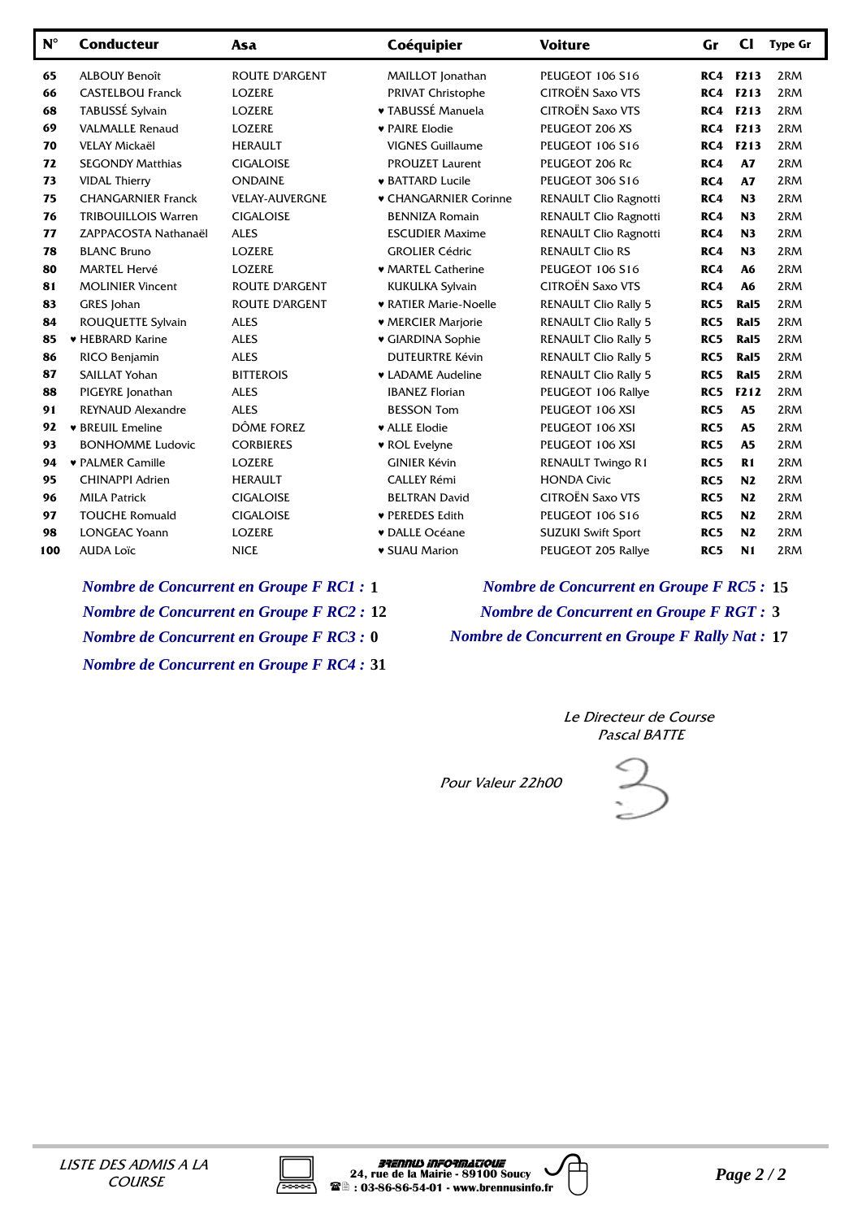| N° | Conducteur | Asa | Coéquipier | Voiture | Gr | Cl | Type Gr |
|---|---|---|---|---|---|---|---|
| 65 | ALBOUY Benoît | ROUTE D'ARGENT | MAILLOT Jonathan | PEUGEOT 106 S16 | RC4 | F213 | 2RM |
| 66 | CASTELBOU Franck | LOZERE | PRIVAT Christophe | CITROËN Saxo VTS | RC4 | F213 | 2RM |
| 68 | TABUSSÉ Sylvain | LOZERE | ♥ TABUSSÉ Manuela | CITROËN Saxo VTS | RC4 | F213 | 2RM |
| 69 | VALMALLE Renaud | LOZERE | ♥ PAIRE Elodie | PEUGEOT 206 XS | RC4 | F213 | 2RM |
| 70 | VELAY Mickaël | HERAULT | VIGNES Guillaume | PEUGEOT 106 S16 | RC4 | F213 | 2RM |
| 72 | SEGONDY Matthias | CIGALOISE | PROUZET Laurent | PEUGEOT 206 Rc | RC4 | A7 | 2RM |
| 73 | VIDAL Thierry | ONDAINE | ♥ BATTARD Lucile | PEUGEOT 306 S16 | RC4 | A7 | 2RM |
| 75 | CHANGARNIER Franck | VELAY-AUVERGNE | ♥ CHANGARNIER Corinne | RENAULT Clio Ragnotti | RC4 | N3 | 2RM |
| 76 | TRIBOUILLOIS Warren | CIGALOISE | BENNIZA Romain | RENAULT Clio Ragnotti | RC4 | N3 | 2RM |
| 77 | ZAPPACOSTA Nathanaël | ALES | ESCUDIER Maxime | RENAULT Clio Ragnotti | RC4 | N3 | 2RM |
| 78 | BLANC Bruno | LOZERE | GROLIER Cédric | RENAULT Clio RS | RC4 | N3 | 2RM |
| 80 | MARTEL Hervé | LOZERE | ♥ MARTEL Catherine | PEUGEOT 106 S16 | RC4 | A6 | 2RM |
| 81 | MOLINIER Vincent | ROUTE D'ARGENT | KUKULKA Sylvain | CITROËN Saxo VTS | RC4 | A6 | 2RM |
| 83 | GRES Johan | ROUTE D'ARGENT | ♥ RATIER Marie-Noelle | RENAULT Clio Rally 5 | RC5 | Ral5 | 2RM |
| 84 | ROUQUETTE Sylvain | ALES | ♥ MERCIER Marjorie | RENAULT Clio Rally 5 | RC5 | Ral5 | 2RM |
| 85 | ♥ HEBRARD Karine | ALES | ♥ GIARDINA Sophie | RENAULT Clio Rally 5 | RC5 | Ral5 | 2RM |
| 86 | RICO Benjamin | ALES | DUTEURTRE Kévin | RENAULT Clio Rally 5 | RC5 | Ral5 | 2RM |
| 87 | SAILLAT Yohan | BITTEROIS | ♥ LADAME Audeline | RENAULT Clio Rally 5 | RC5 | Ral5 | 2RM |
| 88 | PIGEYRE Jonathan | ALES | IBANEZ Florian | PEUGEOT 106 Rallye | RC5 | F212 | 2RM |
| 91 | REYNAUD Alexandre | ALES | BESSON Tom | PEUGEOT 106 XSI | RC5 | A5 | 2RM |
| 92 | ♥ BREUIL Emeline | DÔME FOREZ | ♥ ALLE Elodie | PEUGEOT 106 XSI | RC5 | A5 | 2RM |
| 93 | BONHOMME Ludovic | CORBIERES | ♥ ROL Evelyne | PEUGEOT 106 XSI | RC5 | A5 | 2RM |
| 94 | ♥ PALMER Camille | LOZERE | GINIER Kévin | RENAULT Twingo R1 | RC5 | R1 | 2RM |
| 95 | CHINAPPI Adrien | HERAULT | CALLEY Rémi | HONDA Civic | RC5 | N2 | 2RM |
| 96 | MILA Patrick | CIGALOISE | BELTRAN David | CITROËN Saxo VTS | RC5 | N2 | 2RM |
| 97 | TOUCHE Romuald | CIGALOISE | ♥ PEREDES Edith | PEUGEOT 106 S16 | RC5 | N2 | 2RM |
| 98 | LONGEAC Yoann | LOZERE | ♥ DALLE Océane | SUZUKI Swift Sport | RC5 | N2 | 2RM |
| 100 | AUDA Loïc | NICE | ♥ SUAU Marion | PEUGEOT 205 Rallye | RC5 | N1 | 2RM |

*Nombre de Concurrent en Groupe F RC1 :* **1**

*Nombre de Concurrent en Groupe F RC2 :* **12**

*Nombre de Concurrent en Groupe F RC3 :* **0**

*Nombre de Concurrent en Groupe F RC4 :* **31**

*Nombre de Concurrent en Groupe F RC5 :* **15**

*Nombre de Concurrent en Groupe F RGT :* **3**

*Nombre de Concurrent en Groupe F Rally Nat :* **17**

*Le Directeur de Course*
*Pascal BATTE*

*Pour Valeur 22h00*

*LISTE DES ADMIS A LA COURSE*

BRENNUS INFORMATIQUE
24, rue de la Mairie - 89100 Soucy
: 03-86-86-54-01 - www.brennusinfo.fr